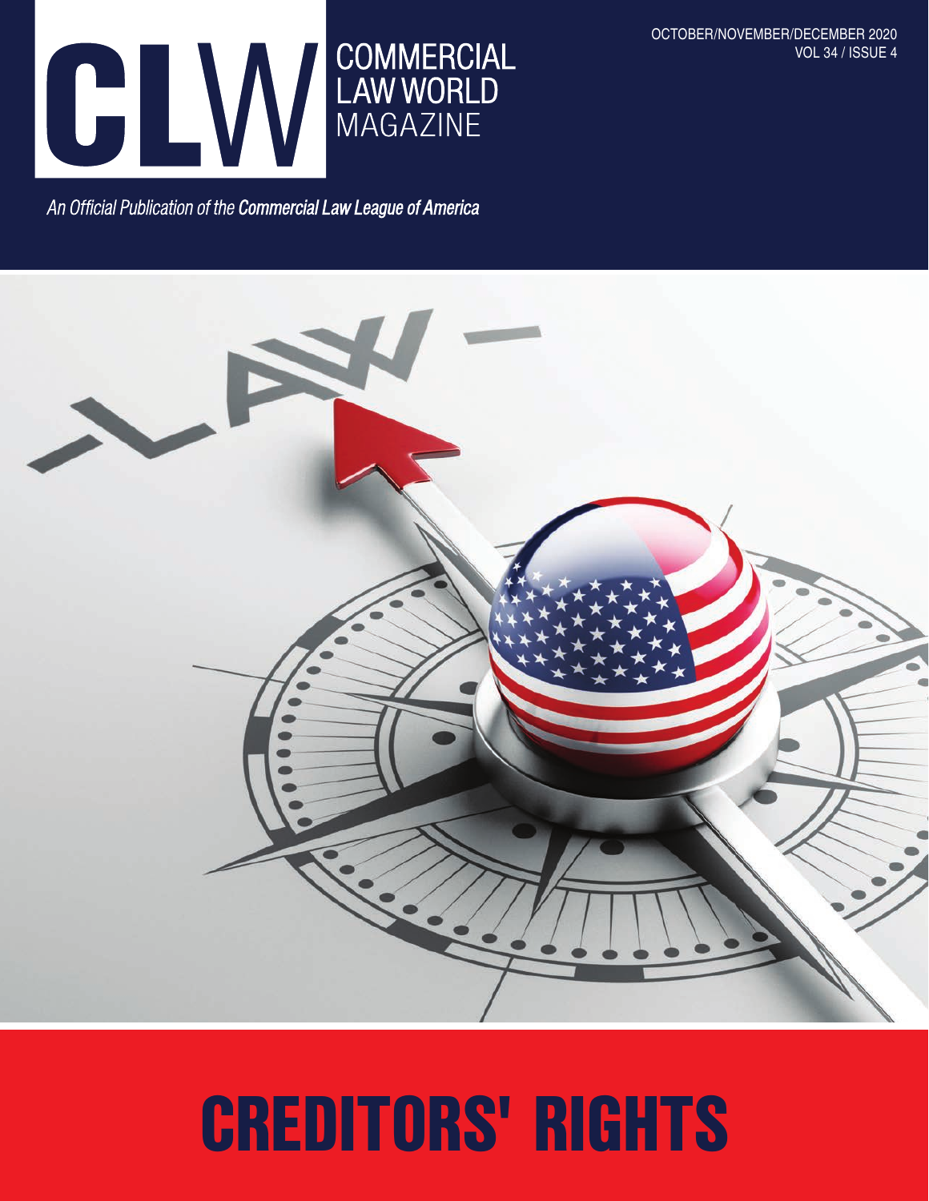# CLW COMMERCIAL LAW WORLD MAGAZINE

OCTOBER/NOVEMBER/DECEMBER 2020
VOL 34 / ISSUE 4

*An Official Publication of the **Commercial Law League of America***

# CREDITORS' RIGHTS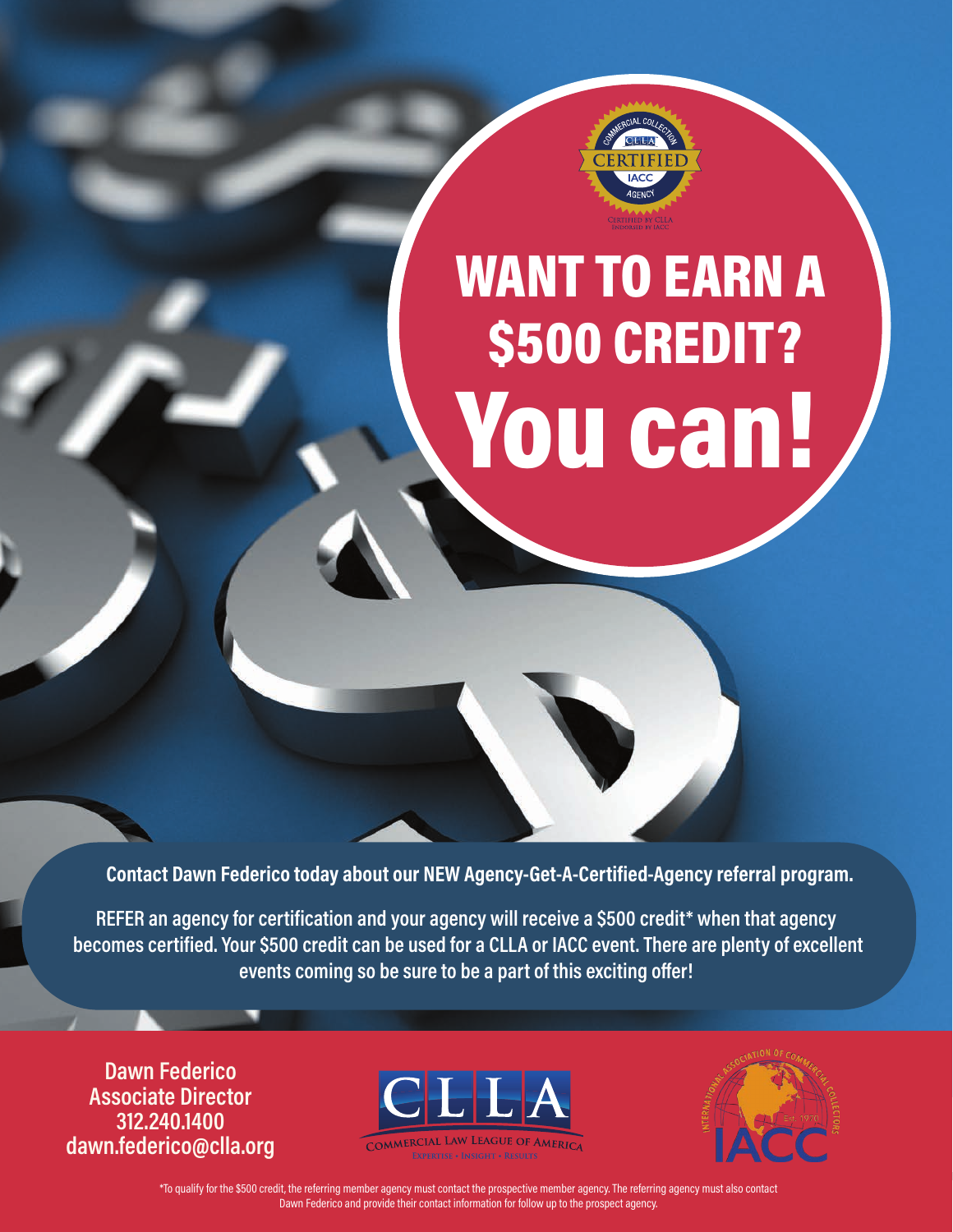# WANT TO EARN A $500 CREDIT?

# You can!

**Contact Dawn Federico today about our NEW Agency-Get-A-Certified-Agency referral program.**

**REFER an agency for certification and your agency will receive a $500 credit* when that agency becomes certified. Your $500 credit can be used for a CLLA or IACC event. There are plenty of excellent events coming so be sure to be a part of this exciting offer!**

**Dawn Federico**
**Associate Director**
**312.240.1400**
**dawn.federico@clla.org**

*To qualify for the $500 credit, the referring member agency must contact the prospective member agency. The referring agency must also contact Dawn Federico and provide their contact information for follow up to the prospect agency.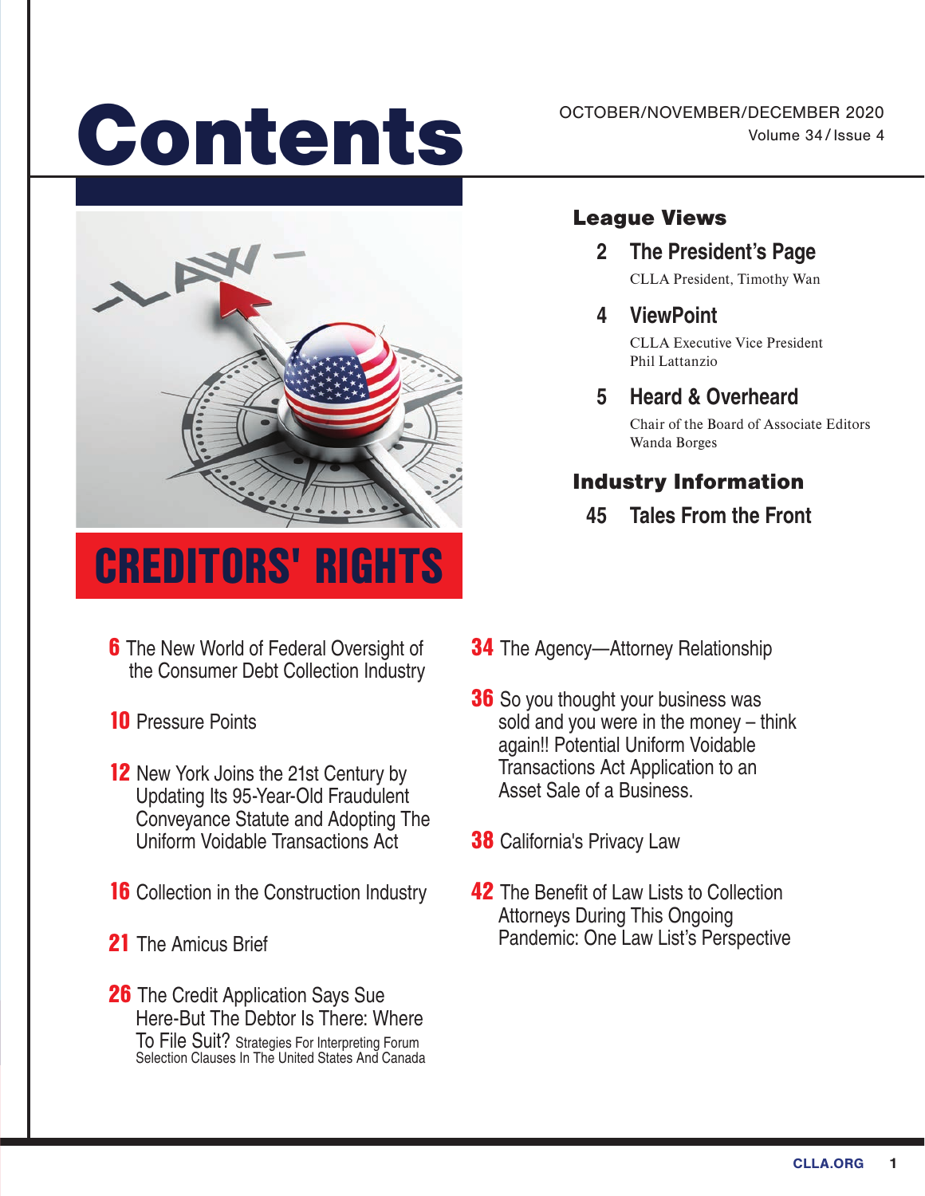# Contents

OCTOBER/NOVEMBER/DECEMBER 2020
Volume 34 / Issue 4

## League Views

**2 The President's Page**
CLLA President, Timothy Wan

**4 ViewPoint**
CLLA Executive Vice President
Phil Lattanzio

**5 Heard & Overheard**
Chair of the Board of Associate Editors
Wanda Borges

## Industry Information

**45 Tales From the Front**

## CREDITORS' RIGHTS

**6** The New World of Federal Oversight of the Consumer Debt Collection Industry

**10** Pressure Points

**12** New York Joins the 21st Century by Updating Its 95-Year-Old Fraudulent Conveyance Statute and Adopting The Uniform Voidable Transactions Act

**16** Collection in the Construction Industry

**21** The Amicus Brief

**26** The Credit Application Says Sue Here-But The Debtor Is There: Where To File Suit? Strategies For Interpreting Forum Selection Clauses In The United States And Canada

**34** The Agency—Attorney Relationship

**36** So you thought your business was sold and you were in the money – think again!! Potential Uniform Voidable Transactions Act Application to an Asset Sale of a Business.

**38** California's Privacy Law

**42** The Benefit of Law Lists to Collection Attorneys During This Ongoing Pandemic: One Law List's Perspective